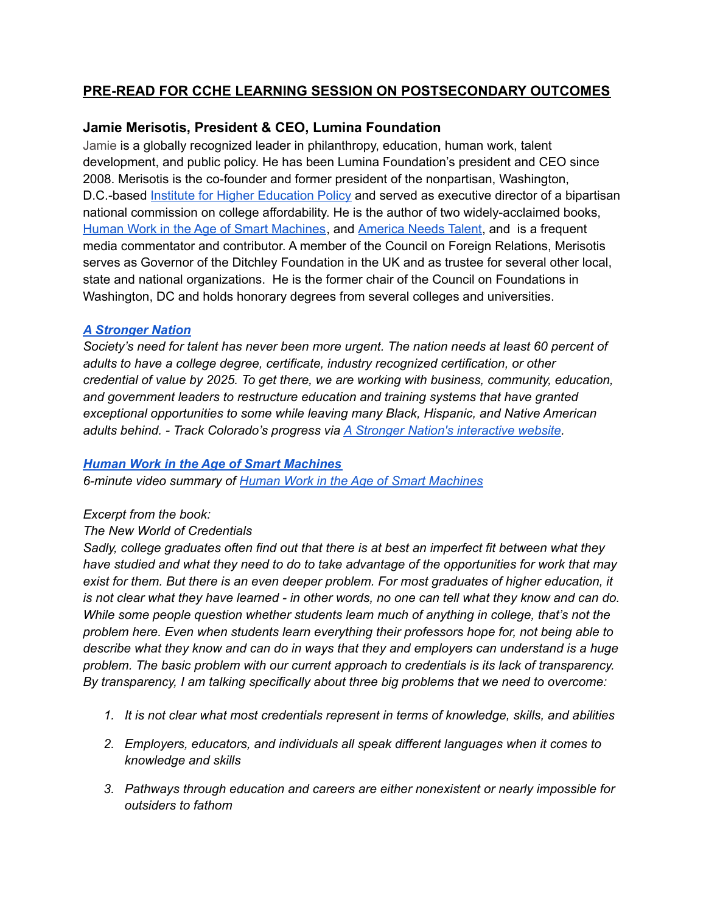# **PRE-READ FOR CCHE LEARNING SESSION ON POSTSECONDARY OUTCOMES**

## **Jamie Merisotis, President & CEO, Lumina Foundation**

Jamie is a globally recognized leader in philanthropy, education, human work, talent development, and public policy. He has been Lumina Foundation's president and CEO since 2008. Merisotis is the co-founder and former president of the nonpartisan, Washington, D.C.-based Institute for Higher Education Policy and served as executive director of a bipartisan national commission on college affordability. He is the author of two widely-acclaimed books, Human Work in the Age of Smart Machines, and America Needs Talent, and is a frequent media commentator and contributor. A member of the Council on Foreign Relations, Merisotis serves as Governor of the Ditchley Foundation in the UK and as trustee for several other local, state and national organizations. He is the former chair of the Council on Foundations in Washington, DC and holds honorary degrees from several colleges and universities.

***A Stronger Nation***

*Society's need for talent has never been more urgent. The nation needs at least 60 percent of adults to have a college degree, certificate, industry recognized certification, or other credential of value by 2025. To get there, we are working with business, community, education, and government leaders to restructure education and training systems that have granted exceptional opportunities to some while leaving many Black, Hispanic, and Native American adults behind. - Track Colorado's progress via A Stronger Nation's interactive website.*

***Human Work in the Age of Smart Machines***

*6-minute video summary of Human Work in the Age of Smart Machines*

*Excerpt from the book:*

*The New World of Credentials*

*Sadly, college graduates often find out that there is at best an imperfect fit between what they have studied and what they need to do to take advantage of the opportunities for work that may exist for them. But there is an even deeper problem. For most graduates of higher education, it is not clear what they have learned - in other words, no one can tell what they know and can do. While some people question whether students learn much of anything in college, that's not the problem here. Even when students learn everything their professors hope for, not being able to describe what they know and can do in ways that they and employers can understand is a huge problem. The basic problem with our current approach to credentials is its lack of transparency. By transparency, I am talking specifically about three big problems that we need to overcome:*

1. *It is not clear what most credentials represent in terms of knowledge, skills, and abilities*
2. *Employers, educators, and individuals all speak different languages when it comes to knowledge and skills*
3. *Pathways through education and careers are either nonexistent or nearly impossible for outsiders to fathom*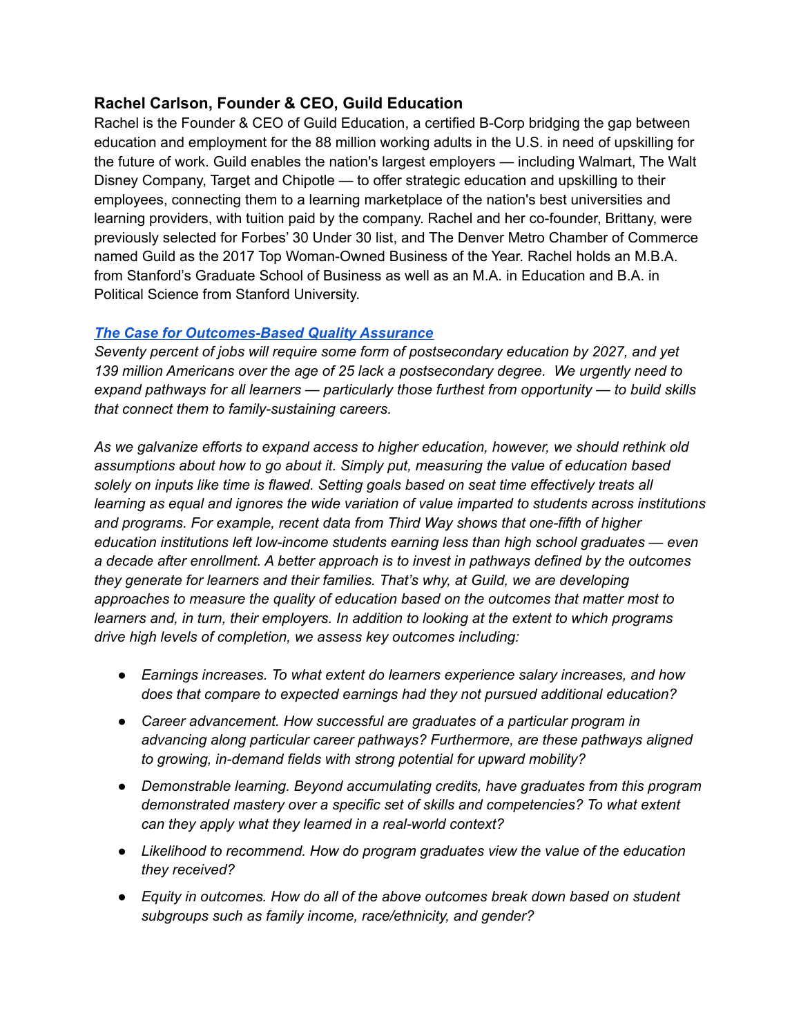### Rachel Carlson, Founder & CEO, Guild Education

Rachel is the Founder & CEO of Guild Education, a certified B-Corp bridging the gap between education and employment for the 88 million working adults in the U.S. in need of upskilling for the future of work. Guild enables the nation's largest employers — including Walmart, The Walt Disney Company, Target and Chipotle — to offer strategic education and upskilling to their employees, connecting them to a learning marketplace of the nation's best universities and learning providers, with tuition paid by the company. Rachel and her co-founder, Brittany, were previously selected for Forbes' 30 Under 30 list, and The Denver Metro Chamber of Commerce named Guild as the 2017 Top Woman-Owned Business of the Year. Rachel holds an M.B.A. from Stanford's Graduate School of Business as well as an M.A. in Education and B.A. in Political Science from Stanford University.

***The Case for Outcomes-Based Quality Assurance***

*Seventy percent of jobs will require some form of postsecondary education by 2027, and yet 139 million Americans over the age of 25 lack a postsecondary degree. We urgently need to expand pathways for all learners — particularly those furthest from opportunity — to build skills that connect them to family-sustaining careers.*

*As we galvanize efforts to expand access to higher education, however, we should rethink old assumptions about how to go about it. Simply put, measuring the value of education based solely on inputs like time is flawed. Setting goals based on seat time effectively treats all learning as equal and ignores the wide variation of value imparted to students across institutions and programs. For example, recent data from Third Way shows that one-fifth of higher education institutions left low-income students earning less than high school graduates — even a decade after enrollment. A better approach is to invest in pathways defined by the outcomes they generate for learners and their families. That's why, at Guild, we are developing approaches to measure the quality of education based on the outcomes that matter most to learners and, in turn, their employers. In addition to looking at the extent to which programs drive high levels of completion, we assess key outcomes including:*

- *Earnings increases. To what extent do learners experience salary increases, and how does that compare to expected earnings had they not pursued additional education?*
- *Career advancement. How successful are graduates of a particular program in advancing along particular career pathways? Furthermore, are these pathways aligned to growing, in-demand fields with strong potential for upward mobility?*
- *Demonstrable learning. Beyond accumulating credits, have graduates from this program demonstrated mastery over a specific set of skills and competencies? To what extent can they apply what they learned in a real-world context?*
- *Likelihood to recommend. How do program graduates view the value of the education they received?*
- *Equity in outcomes. How do all of the above outcomes break down based on student subgroups such as family income, race/ethnicity, and gender?*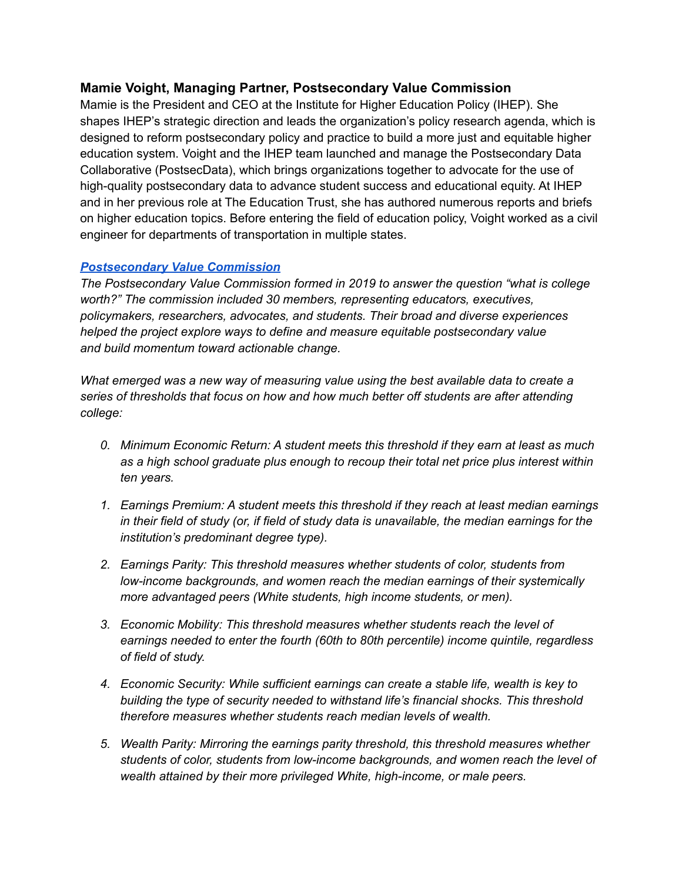### Mamie Voight, Managing Partner, Postsecondary Value Commission

Mamie is the President and CEO at the Institute for Higher Education Policy (IHEP). She shapes IHEP's strategic direction and leads the organization's policy research agenda, which is designed to reform postsecondary policy and practice to build a more just and equitable higher education system. Voight and the IHEP team launched and manage the Postsecondary Data Collaborative (PostsecData), which brings organizations together to advocate for the use of high-quality postsecondary data to advance student success and educational equity. At IHEP and in her previous role at The Education Trust, she has authored numerous reports and briefs on higher education topics. Before entering the field of education policy, Voight worked as a civil engineer for departments of transportation in multiple states.

***Postsecondary Value Commission***

*The Postsecondary Value Commission formed in 2019 to answer the question "what is college worth?" The commission included 30 members, representing educators, executives, policymakers, researchers, advocates, and students. Their broad and diverse experiences helped the project explore ways to define and measure equitable postsecondary value and build momentum toward actionable change.*

*What emerged was a new way of measuring value using the best available data to create a series of thresholds that focus on how and how much better off students are after attending college:*

0. *Minimum Economic Return: A student meets this threshold if they earn at least as much as a high school graduate plus enough to recoup their total net price plus interest within ten years.*
1. *Earnings Premium: A student meets this threshold if they reach at least median earnings in their field of study (or, if field of study data is unavailable, the median earnings for the institution's predominant degree type).*
2. *Earnings Parity: This threshold measures whether students of color, students from low-income backgrounds, and women reach the median earnings of their systemically more advantaged peers (White students, high income students, or men).*
3. *Economic Mobility: This threshold measures whether students reach the level of earnings needed to enter the fourth (60th to 80th percentile) income quintile, regardless of field of study.*
4. *Economic Security: While sufficient earnings can create a stable life, wealth is key to building the type of security needed to withstand life's financial shocks. This threshold therefore measures whether students reach median levels of wealth.*
5. *Wealth Parity: Mirroring the earnings parity threshold, this threshold measures whether students of color, students from low-income backgrounds, and women reach the level of wealth attained by their more privileged White, high-income, or male peers.*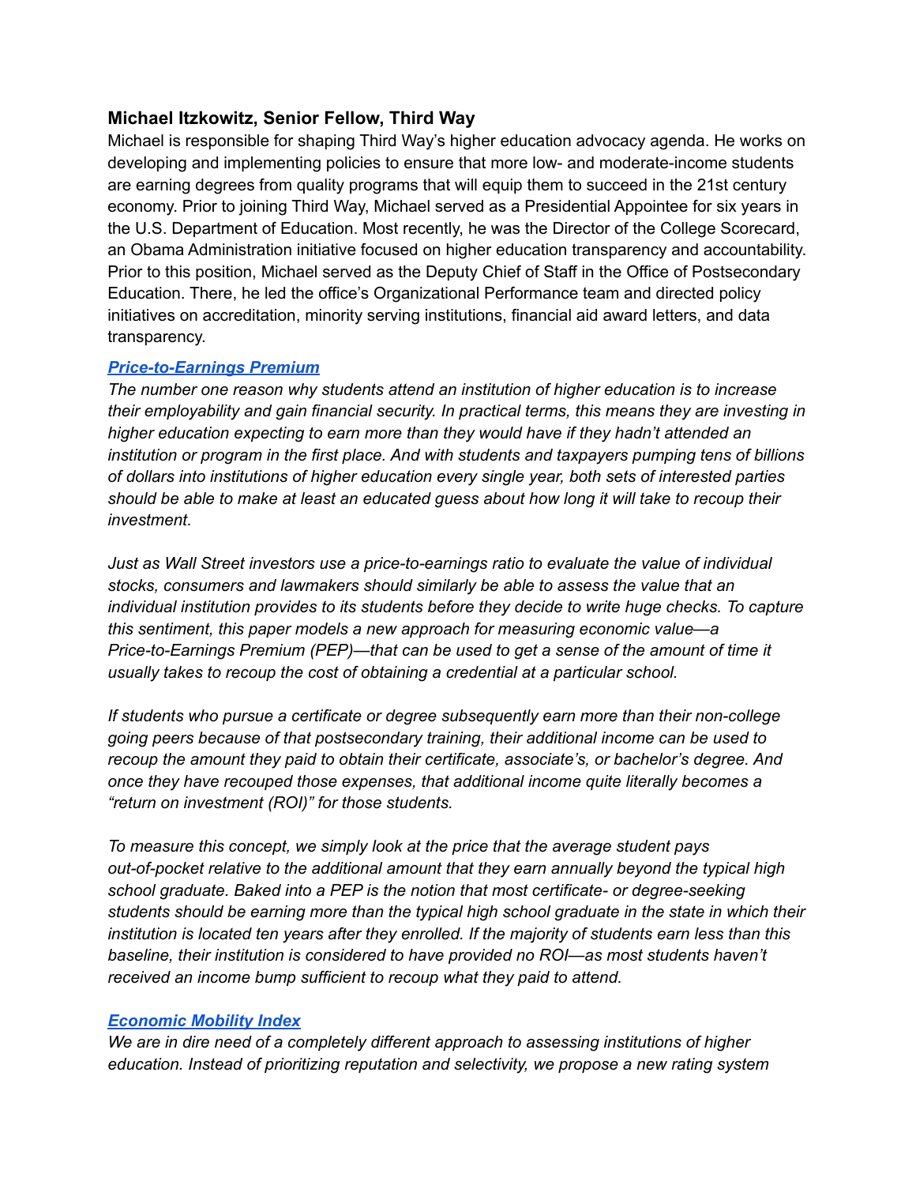### Michael Itzkowitz, Senior Fellow, Third Way

Michael is responsible for shaping Third Way's higher education advocacy agenda. He works on developing and implementing policies to ensure that more low- and moderate-income students are earning degrees from quality programs that will equip them to succeed in the 21st century economy. Prior to joining Third Way, Michael served as a Presidential Appointee for six years in the U.S. Department of Education. Most recently, he was the Director of the College Scorecard, an Obama Administration initiative focused on higher education transparency and accountability. Prior to this position, Michael served as the Deputy Chief of Staff in the Office of Postsecondary Education. There, he led the office's Organizational Performance team and directed policy initiatives on accreditation, minority serving institutions, financial aid award letters, and data transparency.

***Price-to-Earnings Premium***

*The number one reason why students attend an institution of higher education is to increase their employability and gain financial security. In practical terms, this means they are investing in higher education expecting to earn more than they would have if they hadn't attended an institution or program in the first place. And with students and taxpayers pumping tens of billions of dollars into institutions of higher education every single year, both sets of interested parties should be able to make at least an educated guess about how long it will take to recoup their investment.*

*Just as Wall Street investors use a price-to-earnings ratio to evaluate the value of individual stocks, consumers and lawmakers should similarly be able to assess the value that an individual institution provides to its students before they decide to write huge checks. To capture this sentiment, this paper models a new approach for measuring economic value—a Price-to-Earnings Premium (PEP)—that can be used to get a sense of the amount of time it usually takes to recoup the cost of obtaining a credential at a particular school.*

*If students who pursue a certificate or degree subsequently earn more than their non-college going peers because of that postsecondary training, their additional income can be used to recoup the amount they paid to obtain their certificate, associate's, or bachelor's degree. And once they have recouped those expenses, that additional income quite literally becomes a "return on investment (ROI)" for those students.*

*To measure this concept, we simply look at the price that the average student pays out-of-pocket relative to the additional amount that they earn annually beyond the typical high school graduate. Baked into a PEP is the notion that most certificate- or degree-seeking students should be earning more than the typical high school graduate in the state in which their institution is located ten years after they enrolled. If the majority of students earn less than this baseline, their institution is considered to have provided no ROI—as most students haven't received an income bump sufficient to recoup what they paid to attend.*

***Economic Mobility Index***

*We are in dire need of a completely different approach to assessing institutions of higher education. Instead of prioritizing reputation and selectivity, we propose a new rating system*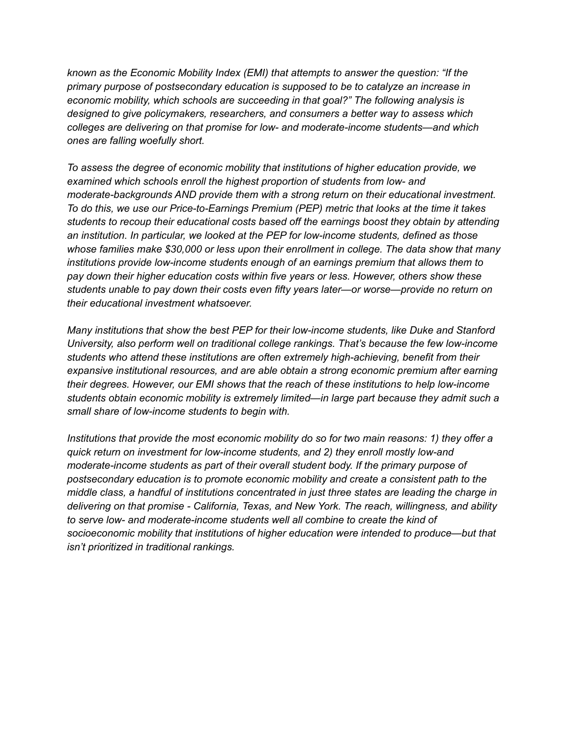*known as the Economic Mobility Index (EMI) that attempts to answer the question: "If the primary purpose of postsecondary education is supposed to be to catalyze an increase in economic mobility, which schools are succeeding in that goal?" The following analysis is designed to give policymakers, researchers, and consumers a better way to assess which colleges are delivering on that promise for low- and moderate-income students—and which ones are falling woefully short.*

*To assess the degree of economic mobility that institutions of higher education provide, we examined which schools enroll the highest proportion of students from low- and moderate-backgrounds AND provide them with a strong return on their educational investment. To do this, we use our Price-to-Earnings Premium (PEP) metric that looks at the time it takes students to recoup their educational costs based off the earnings boost they obtain by attending an institution. In particular, we looked at the PEP for low-income students, defined as those whose families make $30,000 or less upon their enrollment in college. The data show that many institutions provide low-income students enough of an earnings premium that allows them to pay down their higher education costs within five years or less. However, others show these students unable to pay down their costs even fifty years later—or worse—provide no return on their educational investment whatsoever.*

*Many institutions that show the best PEP for their low-income students, like Duke and Stanford University, also perform well on traditional college rankings. That's because the few low-income students who attend these institutions are often extremely high-achieving, benefit from their expansive institutional resources, and are able obtain a strong economic premium after earning their degrees. However, our EMI shows that the reach of these institutions to help low-income students obtain economic mobility is extremely limited—in large part because they admit such a small share of low-income students to begin with.*

*Institutions that provide the most economic mobility do so for two main reasons: 1) they offer a quick return on investment for low-income students, and 2) they enroll mostly low-and moderate-income students as part of their overall student body. If the primary purpose of postsecondary education is to promote economic mobility and create a consistent path to the middle class, a handful of institutions concentrated in just three states are leading the charge in delivering on that promise - California, Texas, and New York. The reach, willingness, and ability to serve low- and moderate-income students well all combine to create the kind of socioeconomic mobility that institutions of higher education were intended to produce—but that isn't prioritized in traditional rankings.*